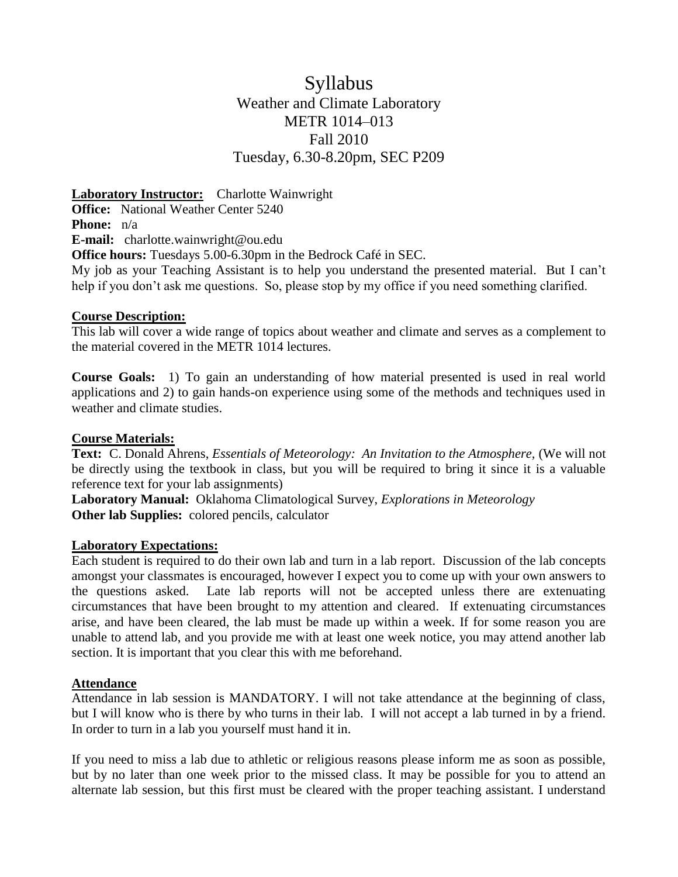# Syllabus

## Weather and Climate Laboratory
## METR 1014–013
## Fall 2010
## Tuesday, 6.30-8.20pm, SEC P209

**Laboratory Instructor:** Charlotte Wainwright
**Office:** National Weather Center 5240
**Phone:** n/a
**E-mail:** charlotte.wainwright@ou.edu
**Office hours:** Tuesdays 5.00-6.30pm in the Bedrock Café in SEC.
My job as your Teaching Assistant is to help you understand the presented material. But I can't help if you don't ask me questions. So, please stop by my office if you need something clarified.

**Course Description:**
This lab will cover a wide range of topics about weather and climate and serves as a complement to the material covered in the METR 1014 lectures.

**Course Goals:** 1) To gain an understanding of how material presented is used in real world applications and 2) to gain hands-on experience using some of the methods and techniques used in weather and climate studies.

**Course Materials:**
**Text:** C. Donald Ahrens, *Essentials of Meteorology: An Invitation to the Atmosphere*, (We will not be directly using the textbook in class, but you will be required to bring it since it is a valuable reference text for your lab assignments)
**Laboratory Manual:** Oklahoma Climatological Survey, *Explorations in Meteorology*
**Other lab Supplies:** colored pencils, calculator

**Laboratory Expectations:**
Each student is required to do their own lab and turn in a lab report. Discussion of the lab concepts amongst your classmates is encouraged, however I expect you to come up with your own answers to the questions asked. Late lab reports will not be accepted unless there are extenuating circumstances that have been brought to my attention and cleared. If extenuating circumstances arise, and have been cleared, the lab must be made up within a week. If for some reason you are unable to attend lab, and you provide me with at least one week notice, you may attend another lab section. It is important that you clear this with me beforehand.

**Attendance**
Attendance in lab session is MANDATORY. I will not take attendance at the beginning of class, but I will know who is there by who turns in their lab. I will not accept a lab turned in by a friend. In order to turn in a lab you yourself must hand it in.

If you need to miss a lab due to athletic or religious reasons please inform me as soon as possible, but by no later than one week prior to the missed class. It may be possible for you to attend an alternate lab session, but this first must be cleared with the proper teaching assistant. I understand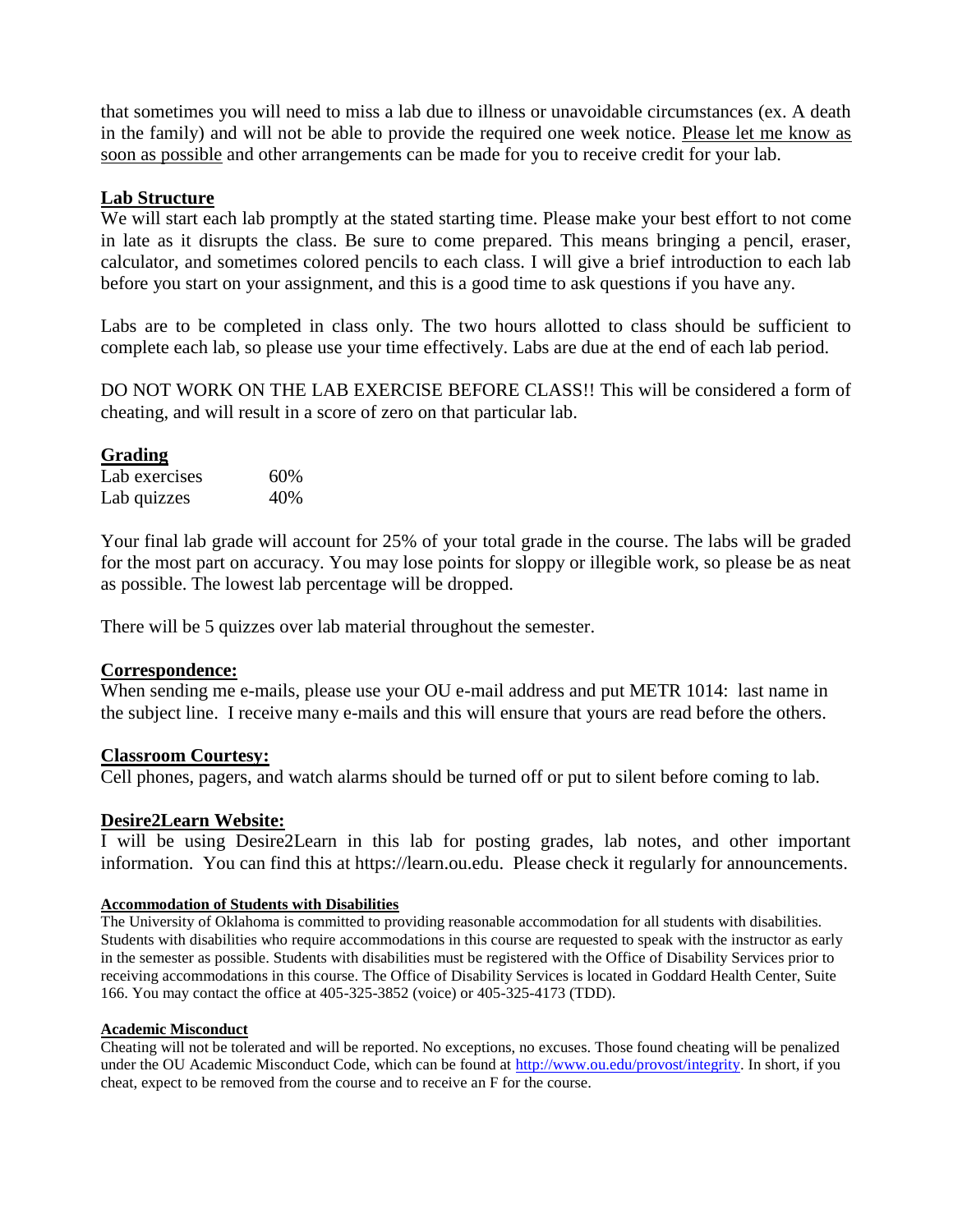that sometimes you will need to miss a lab due to illness or unavoidable circumstances (ex. A death in the family) and will not be able to provide the required one week notice. Please let me know as soon as possible and other arrangements can be made for you to receive credit for your lab.

## Lab Structure

We will start each lab promptly at the stated starting time. Please make your best effort to not come in late as it disrupts the class. Be sure to come prepared. This means bringing a pencil, eraser, calculator, and sometimes colored pencils to each class. I will give a brief introduction to each lab before you start on your assignment, and this is a good time to ask questions if you have any.

Labs are to be completed in class only. The two hours allotted to class should be sufficient to complete each lab, so please use your time effectively. Labs are due at the end of each lab period.

DO NOT WORK ON THE LAB EXERCISE BEFORE CLASS!! This will be considered a form of cheating, and will result in a score of zero on that particular lab.

## Grading

| | |
|---|---|
| Lab exercises | 60% |
| Lab quizzes | 40% |

Your final lab grade will account for 25% of your total grade in the course. The labs will be graded for the most part on accuracy. You may lose points for sloppy or illegible work, so please be as neat as possible. The lowest lab percentage will be dropped.

There will be 5 quizzes over lab material throughout the semester.

## Correspondence:

When sending me e-mails, please use your OU e-mail address and put METR 1014: last name in the subject line. I receive many e-mails and this will ensure that yours are read before the others.

## Classroom Courtesy:

Cell phones, pagers, and watch alarms should be turned off or put to silent before coming to lab.

## Desire2Learn Website:

I will be using Desire2Learn in this lab for posting grades, lab notes, and other important information. You can find this at https://learn.ou.edu. Please check it regularly for announcements.

#### Accommodation of Students with Disabilities

The University of Oklahoma is committed to providing reasonable accommodation for all students with disabilities. Students with disabilities who require accommodations in this course are requested to speak with the instructor as early in the semester as possible. Students with disabilities must be registered with the Office of Disability Services prior to receiving accommodations in this course. The Office of Disability Services is located in Goddard Health Center, Suite 166. You may contact the office at 405-325-3852 (voice) or 405-325-4173 (TDD).

#### Academic Misconduct

Cheating will not be tolerated and will be reported. No exceptions, no excuses. Those found cheating will be penalized under the OU Academic Misconduct Code, which can be found at http://www.ou.edu/provost/integrity. In short, if you cheat, expect to be removed from the course and to receive an F for the course.